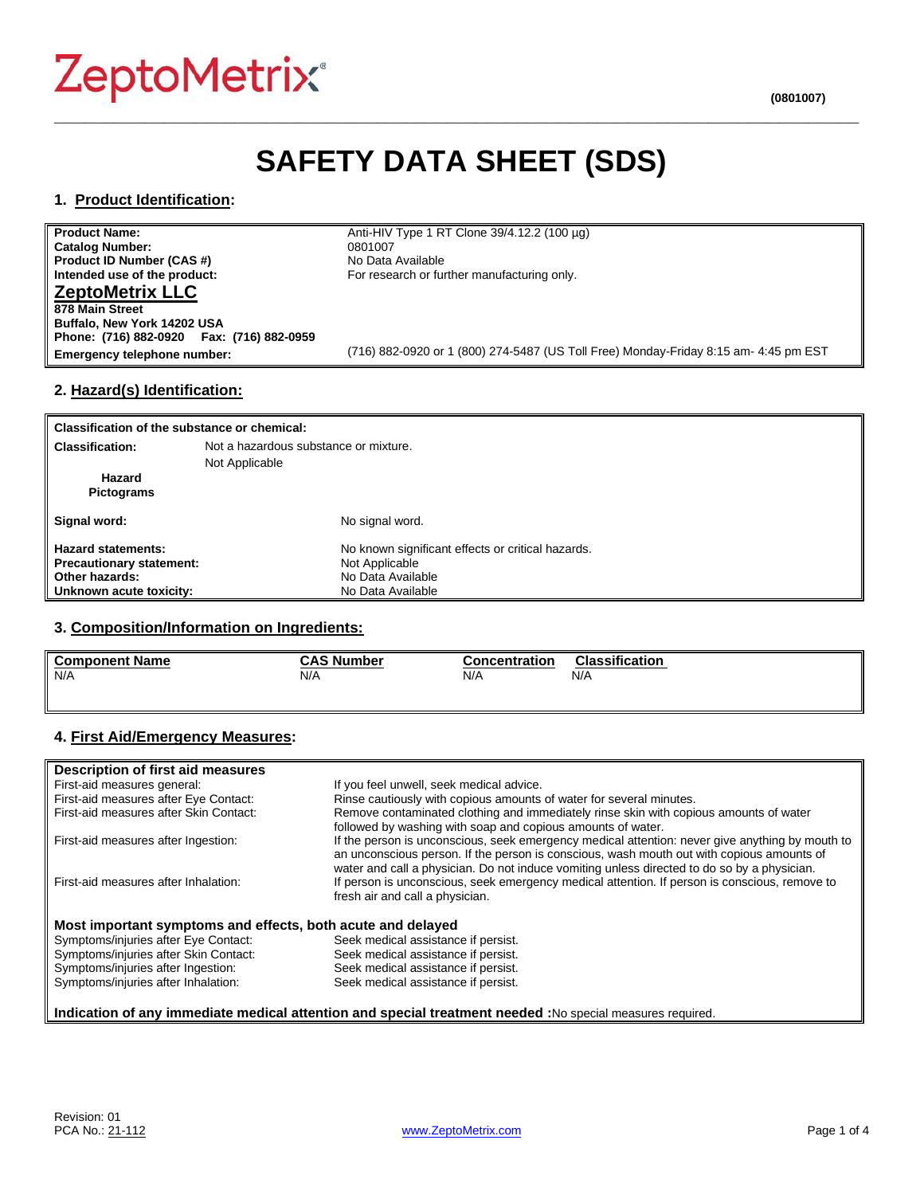ZeptoMetrix®

(0801007)

# SAFETY DATA SHEET (SDS)

## 1. Product Identification:

| | |
|---|---|
| **Product Name:** | Anti-HIV Type 1 RT Clone 39/4.12.2 (100 µg) |
| **Catalog Number:** | 0801007 |
| **Product ID Number (CAS #)** | No Data Available |
| **Intended use of the product:** | For research or further manufacturing only. |
| **ZeptoMetrix LLC**<br>**878 Main Street**<br>**Buffalo, New York 14202 USA**<br>**Phone: (716) 882-0920 Fax: (716) 882-0959** | |
| **Emergency telephone number:** | (716) 882-0920 or 1 (800) 274-5487 (US Toll Free) Monday-Friday 8:15 am- 4:45 pm EST |

## 2. Hazard(s) Identification:

**Classification of the substance or chemical:**

| | |
|---|---|
| **Classification:** | Not a hazardous substance or mixture. |
| **Hazard Pictograms** | Not Applicable |
| **Signal word:** | No signal word. |
| **Hazard statements:** | No known significant effects or critical hazards. |
| **Precautionary statement:** | Not Applicable |
| **Other hazards:** | No Data Available |
| **Unknown acute toxicity:** | No Data Available |

## 3. Composition/Information on Ingredients:

| Component Name | CAS Number | Concentration | Classification |
|---|---|---|---|
| N/A | N/A | N/A | N/A |

## 4. First Aid/Emergency Measures:

**Description of first aid measures**

| | |
|---|---|
| First-aid measures general: | If you feel unwell, seek medical advice. |
| First-aid measures after Eye Contact: | Rinse cautiously with copious amounts of water for several minutes. |
| First-aid measures after Skin Contact: | Remove contaminated clothing and immediately rinse skin with copious amounts of water followed by washing with soap and copious amounts of water. |
| First-aid measures after Ingestion: | If the person is unconscious, seek emergency medical attention: never give anything by mouth to an unconscious person. If the person is conscious, wash mouth out with copious amounts of water and call a physician. Do not induce vomiting unless directed to do so by a physician. |
| First-aid measures after Inhalation: | If person is unconscious, seek emergency medical attention. If person is conscious, remove to fresh air and call a physician. |

**Most important symptoms and effects, both acute and delayed**

| | |
|---|---|
| Symptoms/injuries after Eye Contact: | Seek medical assistance if persist. |
| Symptoms/injuries after Skin Contact: | Seek medical assistance if persist. |
| Symptoms/injuries after Ingestion: | Seek medical assistance if persist. |
| Symptoms/injuries after Inhalation: | Seek medical assistance if persist. |

**Indication of any immediate medical attention and special treatment needed :** No special measures required.

Revision: 01
PCA No.: 21-112

www.ZeptoMetrix.com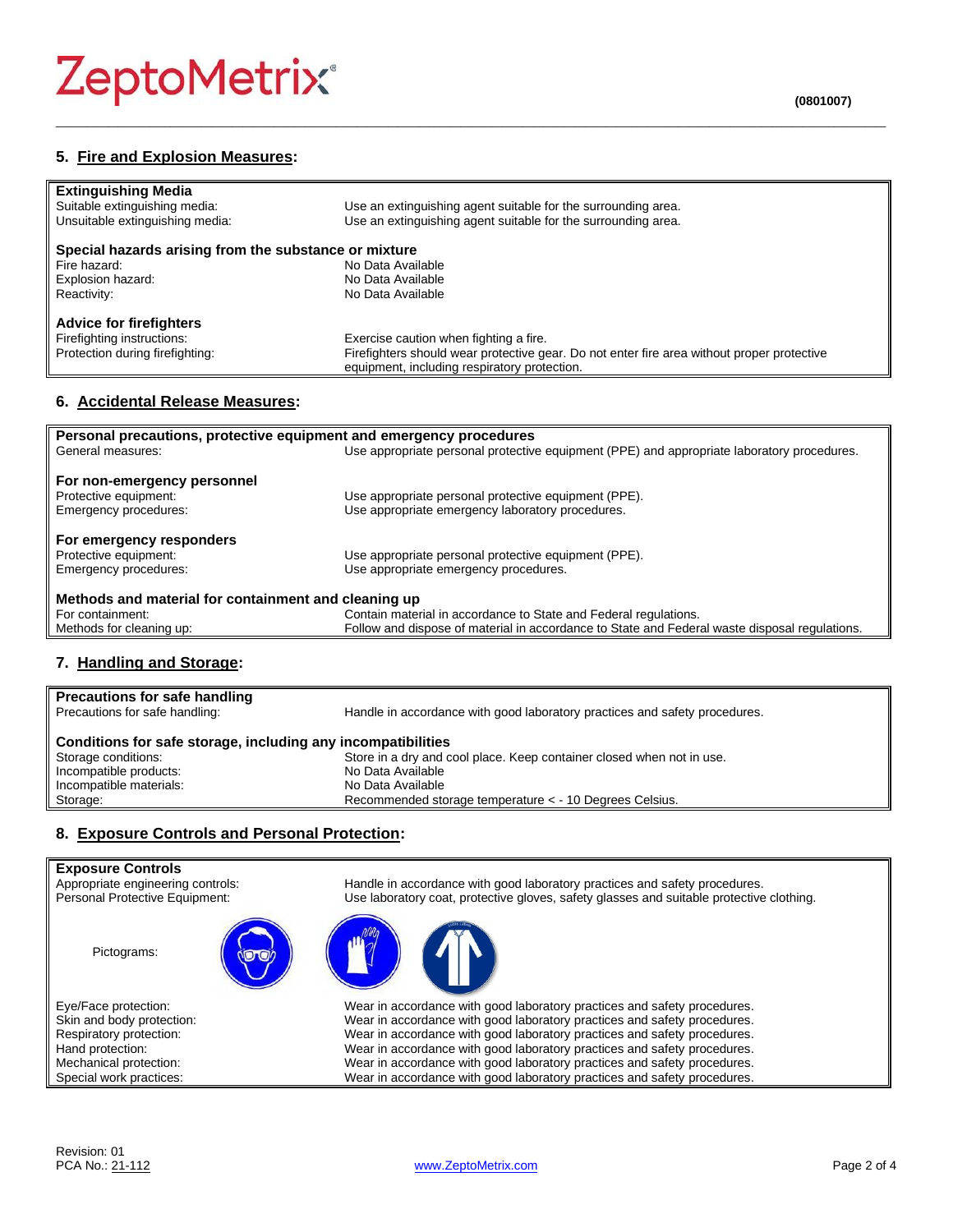## 5. Fire and Explosion Measures:

| **Extinguishing Media** | |
|---|---|
| Suitable extinguishing media: | Use an extinguishing agent suitable for the surrounding area. |
| Unsuitable extinguishing media: | Use an extinguishing agent suitable for the surrounding area. |
| **Special hazards arising from the substance or mixture** | |
| Fire hazard: | No Data Available |
| Explosion hazard: | No Data Available |
| Reactivity: | No Data Available |
| **Advice for firefighters** | |
| Firefighting instructions: | Exercise caution when fighting a fire. |
| Protection during firefighting: | Firefighters should wear protective gear. Do not enter fire area without proper protective equipment, including respiratory protection. |

## 6. Accidental Release Measures:

| **Personal precautions, protective equipment and emergency procedures** | |
|---|---|
| General measures: | Use appropriate personal protective equipment (PPE) and appropriate laboratory procedures. |
| **For non-emergency personnel** | |
| Protective equipment: | Use appropriate personal protective equipment (PPE). |
| Emergency procedures: | Use appropriate emergency laboratory procedures. |
| **For emergency responders** | |
| Protective equipment: | Use appropriate personal protective equipment (PPE). |
| Emergency procedures: | Use appropriate emergency procedures. |
| **Methods and material for containment and cleaning up** | |
| For containment: | Contain material in accordance to State and Federal regulations. |
| Methods for cleaning up: | Follow and dispose of material in accordance to State and Federal waste disposal regulations. |

## 7. Handling and Storage:

| **Precautions for safe handling** | |
|---|---|
| Precautions for safe handling: | Handle in accordance with good laboratory practices and safety procedures. |
| **Conditions for safe storage, including any incompatibilities** | |
| Storage conditions: | Store in a dry and cool place. Keep container closed when not in use. |
| Incompatible products: | No Data Available |
| Incompatible materials: | No Data Available |
| Storage: | Recommended storage temperature < - 10 Degrees Celsius. |

## 8. Exposure Controls and Personal Protection:

| **Exposure Controls** | |
|---|---|
| Appropriate engineering controls: | Handle in accordance with good laboratory practices and safety procedures. |
| Personal Protective Equipment: | Use laboratory coat, protective gloves, safety glasses and suitable protective clothing. |
| Pictograms: | |
| Eye/Face protection: | Wear in accordance with good laboratory practices and safety procedures. |
| Skin and body protection: | Wear in accordance with good laboratory practices and safety procedures. |
| Respiratory protection: | Wear in accordance with good laboratory practices and safety procedures. |
| Hand protection: | Wear in accordance with good laboratory practices and safety procedures. |
| Mechanical protection: | Wear in accordance with good laboratory practices and safety procedures. |
| Special work practices: | Wear in accordance with good laboratory practices and safety procedures. |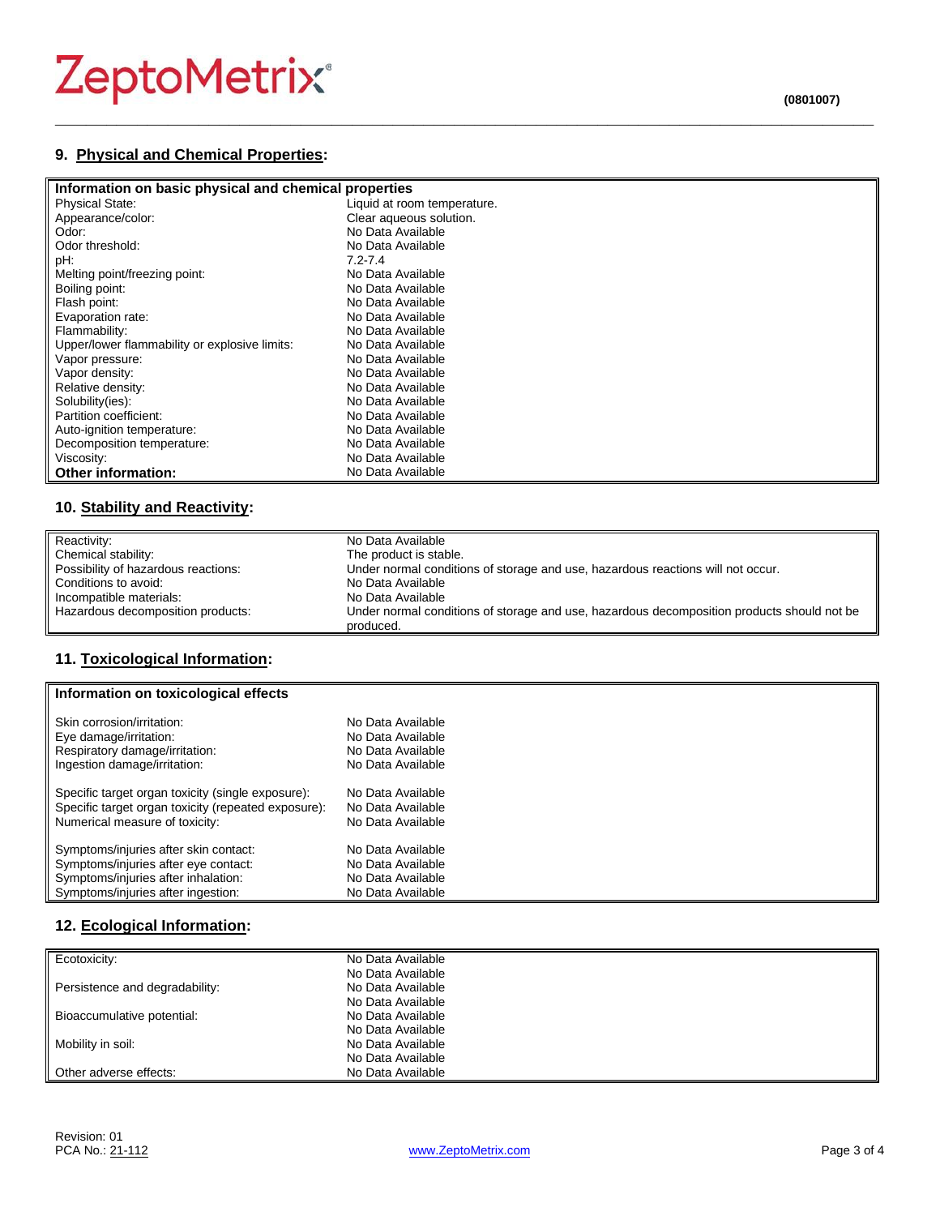## 9. Physical and Chemical Properties:

| Information on basic physical and chemical properties | |
|---|---|
| Physical State: | Liquid at room temperature. |
| Appearance/color: | Clear aqueous solution. |
| Odor: | No Data Available |
| Odor threshold: | No Data Available |
| pH: | 7.2-7.4 |
| Melting point/freezing point: | No Data Available |
| Boiling point: | No Data Available |
| Flash point: | No Data Available |
| Evaporation rate: | No Data Available |
| Flammability: | No Data Available |
| Upper/lower flammability or explosive limits: | No Data Available |
| Vapor pressure: | No Data Available |
| Vapor density: | No Data Available |
| Relative density: | No Data Available |
| Solubility(ies): | No Data Available |
| Partition coefficient: | No Data Available |
| Auto-ignition temperature: | No Data Available |
| Decomposition temperature: | No Data Available |
| Viscosity: | No Data Available |
| **Other information:** | No Data Available |

## 10. Stability and Reactivity:

| | |
|---|---|
| Reactivity: | No Data Available |
| Chemical stability: | The product is stable. |
| Possibility of hazardous reactions: | Under normal conditions of storage and use, hazardous reactions will not occur. |
| Conditions to avoid: | No Data Available |
| Incompatible materials: | No Data Available |
| Hazardous decomposition products: | Under normal conditions of storage and use, hazardous decomposition products should not be produced. |

## 11. Toxicological Information:

| Information on toxicological effects | |
|---|---|
| Skin corrosion/irritation: | No Data Available |
| Eye damage/irritation: | No Data Available |
| Respiratory damage/irritation: | No Data Available |
| Ingestion damage/irritation: | No Data Available |
| Specific target organ toxicity (single exposure): | No Data Available |
| Specific target organ toxicity (repeated exposure): | No Data Available |
| Numerical measure of toxicity: | No Data Available |
| Symptoms/injuries after skin contact: | No Data Available |
| Symptoms/injuries after eye contact: | No Data Available |
| Symptoms/injuries after inhalation: | No Data Available |
| Symptoms/injuries after ingestion: | No Data Available |

## 12. Ecological Information:

| | |
|---|---|
| Ecotoxicity: | No Data Available<br>No Data Available |
| Persistence and degradability: | No Data Available<br>No Data Available |
| Bioaccumulative potential: | No Data Available<br>No Data Available |
| Mobility in soil: | No Data Available<br>No Data Available |
| Other adverse effects: | No Data Available |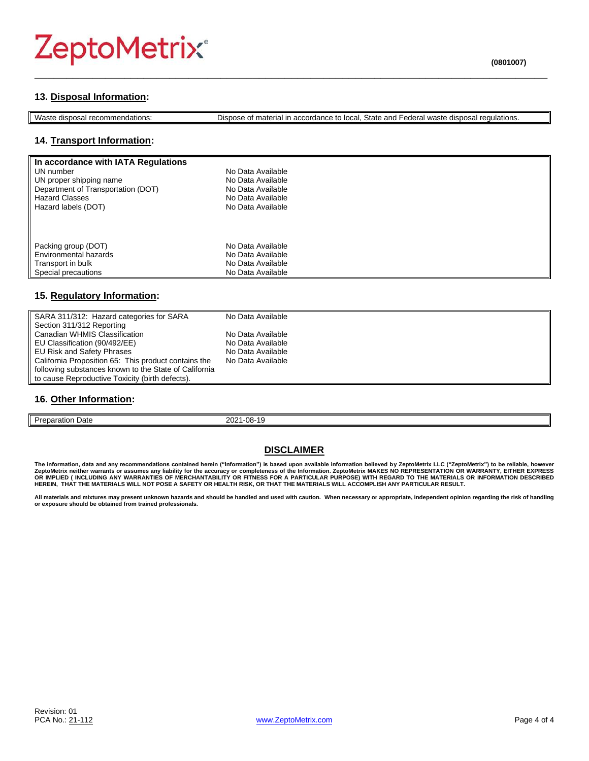## 13. Disposal Information:

| | |
|---|---|
| Waste disposal recommendations: | Dispose of material in accordance to local, State and Federal waste disposal regulations. |

## 14. Transport Information:

| | |
|---|---|
| **In accordance with IATA Regulations** | |
| UN number | No Data Available |
| UN proper shipping name | No Data Available |
| Department of Transportation (DOT) | No Data Available |
| Hazard Classes | No Data Available |
| Hazard labels (DOT) | No Data Available |
| Packing group (DOT) | No Data Available |
| Environmental hazards | No Data Available |
| Transport in bulk | No Data Available |
| Special precautions | No Data Available |

## 15. Regulatory Information:

| | |
|---|---|
| SARA 311/312: Hazard categories for SARA Section 311/312 Reporting | No Data Available |
| Canadian WHMIS Classification | No Data Available |
| EU Classification (90/492/EE) | No Data Available |
| EU Risk and Safety Phrases | No Data Available |
| California Proposition 65: This product contains the following substances known to the State of California to cause Reproductive Toxicity (birth defects). | No Data Available |

## 16. Other Information:

| | |
|---|---|
| Preparation Date | 2021-08-19 |

## DISCLAIMER

**The information, data and any recommendations contained herein ("Information") is based upon available information believed by ZeptoMetrix LLC ("ZeptoMetrix") to be reliable, however ZeptoMetrix neither warrants or assumes any liability for the accuracy or completeness of the Information. ZeptoMetrix MAKES NO REPRESENTATION OR WARRANTY, EITHER EXPRESS OR IMPLIED ( INCLUDING ANY WARRANTIES OF MERCHANTABILITY OR FITNESS FOR A PARTICULAR PURPOSE) WITH REGARD TO THE MATERIALS OR INFORMATION DESCRIBED HEREIN, THAT THE MATERIALS WILL NOT POSE A SAFETY OR HEALTH RISK, OR THAT THE MATERIALS WILL ACCOMPLISH ANY PARTICULAR RESULT.**

**All materials and mixtures may present unknown hazards and should be handled and used with caution. When necessary or appropriate, independent opinion regarding the risk of handling or exposure should be obtained from trained professionals.**